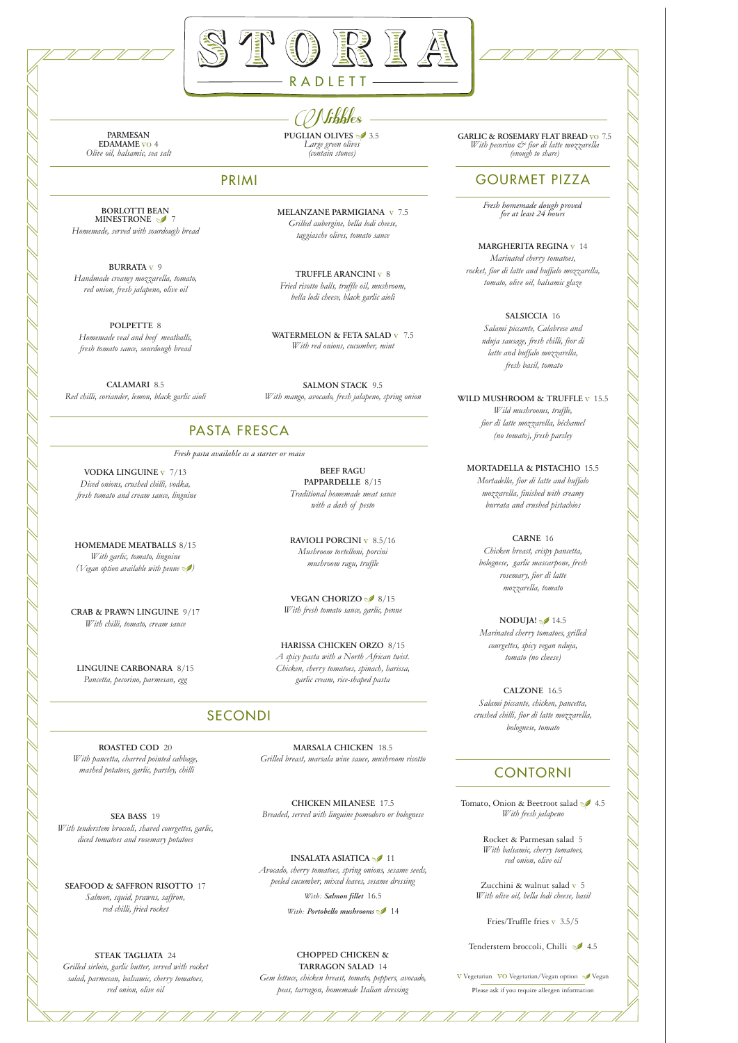# STORIA

RADLETT

## Nibbles

**PARMESAN EDAMAME** VO 4
*Olive oil, balsamic, sea salt*

**PUGLIAN OLIVES** 🌱 3.5
*Large green olives (contain stones)*

**GARLIC & ROSEMARY FLAT BREAD** VO 7.5
*With pecorino & fior di latte mozzarella (enough to share)*

## PRIMI

**BORLOTTI BEAN MINESTRONE** 🌱 7
*Homemade, served with sourdough bread*

**BURRATA** V 9
*Handmade creamy mozzarella, tomato, red onion, fresh jalapeno, olive oil*

**POLPETTE** 8
*Homemade veal and beef meatballs, fresh tomato sauce, sourdough bread*

**CALAMARI** 8.5
*Red chilli, coriander, lemon, black garlic aioli*

**MELANZANE PARMIGIANA** V 7.5
*Grilled aubergine, bella lodi cheese, taggiasche olives, tomato sauce*

**TRUFFLE ARANCINI** V 8
*Fried risotto balls, truffle oil, mushroom, bella lodi cheese, black garlic aioli*

**WATERMELON & FETA SALAD** V 7.5
*With red onions, cucumber, mint*

**SALMON STACK** 9.5
*With mango, avocado, fresh jalapeno, spring onion*

## PASTA FRESCA

*Fresh pasta available as a starter or main*

**VODKA LINGUINE** V 7/13
*Diced onions, crushed chilli, vodka, fresh tomato and cream sauce, linguine*

**HOMEMADE MEATBALLS** 8/15
*With garlic, tomato, linguine (Vegan option available with penne 🌱)*

**CRAB & PRAWN LINGUINE** 9/17
*With chilli, tomato, cream sauce*

**LINGUINE CARBONARA** 8/15
*Pancetta, pecorino, parmesan, egg*

**BEEF RAGU PAPPARDELLE** 8/15
*Traditional homemade meat sauce with a dash of pesto*

**RAVIOLI PORCINI** V 8.5/16
*Mushroom tortelloni, porcini mushroom ragu, truffle*

**VEGAN CHORIZO** 🌱 8/15
*With fresh tomato sauce, garlic, penne*

**HARISSA CHICKEN ORZO** 8/15
*A spicy pasta with a North African twist. Chicken, cherry tomatoes, spinach, harissa, garlic cream, rice-shaped pasta*

## SECONDI

**ROASTED COD** 20
*With pancetta, charred pointed cabbage, mashed potatoes, garlic, parsley, chilli*

**SEA BASS** 19
*With tenderstem broccoli, shaved courgettes, garlic, diced tomatoes and rosemary potatoes*

**SEAFOOD & SAFFRON RISOTTO** 17
*Salmon, squid, prawns, saffron, red chilli, fried rocket*

**STEAK TAGLIATA** 24
*Grilled sirloin, garlic butter, served with rocket salad, parmesan, balsamic, cherry tomatoes, red onion, olive oil*

**MARSALA CHICKEN** 18.5
*Grilled breast, marsala wine sauce, mushroom risotto*

**CHICKEN MILANESE** 17.5
*Breaded, served with linguine pomodoro or bolognese*

**INSALATA ASIATICA** 🌱 11
*Avocado, cherry tomatoes, spring onions, sesame seeds, peeled cucumber, mixed leaves, sesame dressing*
*With: **Salmon fillet** 16.5*
*With: **Portobello mushrooms** 🌱 14*

**CHOPPED CHICKEN & TARRAGON SALAD** 14
*Gem lettuce, chicken breast, tomato, peppers, avocado, peas, tarragon, homemade Italian dressing*

## GOURMET PIZZA

*Fresh homemade dough proved for at least 24 hours*

**MARGHERITA REGINA** V 14
*Marinated cherry tomatoes, rocket, fior di latte and buffalo mozzarella, tomato, olive oil, balsamic glaze*

**SALSICCIA** 16
*Salami piccante, Calabrese and nduja sausage, fresh chilli, fior di latte and buffalo mozzarella, fresh basil, tomato*

**WILD MUSHROOM & TRUFFLE** V 15.5
*Wild mushrooms, truffle, fior di latte mozzarella, béchamel (no tomato), fresh parsley*

**MORTADELLA & PISTACHIO** 15.5
*Mortadella, fior di latte and buffalo mozzarella, finished with creamy burrata and crushed pistachios*

**CARNE** 16
*Chicken breast, crispy pancetta, bolognese, garlic mascarpone, fresh rosemary, fior di latte mozzarella, tomato*

**NODUJA!** 🌱 14.5
*Marinated cherry tomatoes, grilled courgettes, spicy vegan nduja, tomato (no cheese)*

**CALZONE** 16.5
*Salami piccante, chicken, pancetta, crushed chilli, fior di latte mozzarella, bolognese, tomato*

## CONTORNI

Tomato, Onion & Beetroot salad 🌱 4.5
*With fresh jalapeno*

Rocket & Parmesan salad 5
*With balsamic, cherry tomatoes, red onion, olive oil*

Zucchini & walnut salad V 5
*With olive oil, bella lodi cheese, basil*

Fries/Truffle fries V 3.5/5

Tenderstem broccoli, Chilli 🌱 4.5

V Vegetarian VO Vegetarian/Vegan option 🌱 Vegan

Please ask if you require allergen information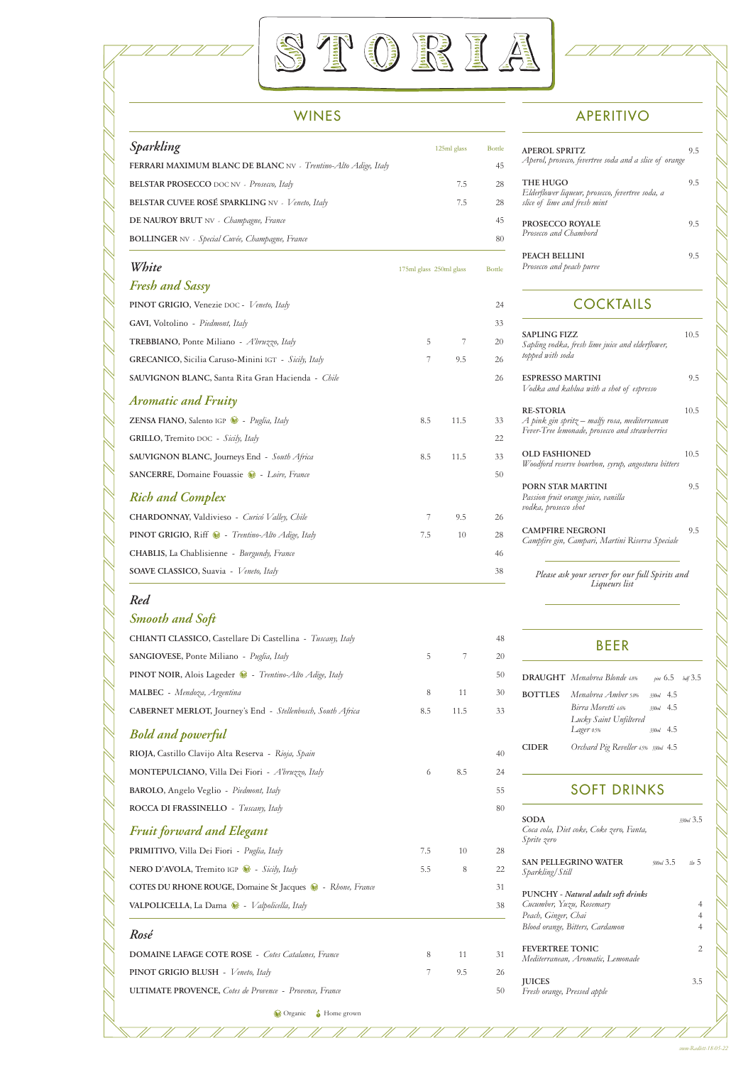# STORIA

## WINES

| Sparkling | 125ml glass | Bottle |
|---|---|---|
| **FERRARI MAXIMUM BLANC DE BLANC** NV - *Trentino-Alto Adige, Italy* | | 45 |
| **BELSTAR PROSECCO** DOC NV - *Prosecco, Italy* | 7.5 | 28 |
| **BELSTAR CUVEE ROSÉ SPARKLING** NV - *Veneto, Italy* | 7.5 | 28 |
| **DE NAUROY BRUT** NV - *Champagne, France* | | 45 |
| **BOLLINGER** NV - *Special Cuvée, Champagne, France* | | 80 |

| White | 175ml glass | 250ml glass | Bottle |
|---|---|---|---|
| ***Fresh and Sassy*** | | | |
| **PINOT GRIGIO**, Venezie DOC - *Veneto, Italy* | | | 24 |
| **GAVI**, Voltolino - *Piedmont, Italy* | | | 33 |
| **TREBBIANO**, Ponte Miliano - *A'bruzzo, Italy* | 5 | 7 | 20 |
| **GRECANICO**, Sicilia Caruso-Minini IGT - *Sicily, Italy* | 7 | 9.5 | 26 |
| **SAUVIGNON BLANC**, Santa Rita Gran Hacienda - *Chile* | | | 26 |
| ***Aromatic and Fruity*** | | | |
| **ZENSA FIANO**, Salento IGP (Organic) - *Puglia, Italy* | 8.5 | 11.5 | 33 |
| **GRILLO**, Tremito DOC - *Sicily, Italy* | | | 22 |
| **SAUVIGNON BLANC**, Journeys End - *South Africa* | 8.5 | 11.5 | 33 |
| **SANCERRE**, Domaine Fouassie (Organic) - *Loire, France* | | | 50 |
| ***Rich and Complex*** | | | |
| **CHARDONNAY**, Valdivieso - *Curicó Valley, Chile* | 7 | 9.5 | 26 |
| **PINOT GRIGIO**, Riff (Organic) - *Trentino-Alto Adige, Italy* | 7.5 | 10 | 28 |
| **CHABLIS**, La Chablisienne - *Burgundy, France* | | | 46 |
| **SOAVE CLASSICO**, Suavia - *Veneto, Italy* | | | 38 |

| Red | | | |
|---|---|---|---|
| ***Smooth and Soft*** | | | |
| **CHIANTI CLASSICO**, Castellare Di Castellina - *Tuscany, Italy* | | | 48 |
| **SANGIOVESE**, Ponte Miliano - *Puglia, Italy* | 5 | 7 | 20 |
| **PINOT NOIR**, Alois Lageder (Organic) - *Trentino-Alto Adige, Italy* | | | 50 |
| **MALBEC** - *Mendoza, Argentina* | 8 | 11 | 30 |
| **CABERNET MERLOT**, Journey's End - *Stellenbosch, South Africa* | 8.5 | 11.5 | 33 |
| ***Bold and powerful*** | | | |
| **RIOJA**, Castillo Clavijo Alta Reserva - *Rioja, Spain* | | | 40 |
| **MONTEPULCIANO**, Villa Dei Fiori - *A'bruzzo, Italy* | 6 | 8.5 | 24 |
| **BAROLO**, Angelo Veglio - *Piedmont, Italy* | | | 55 |
| **ROCCA DI FRASSINELLO** - *Tuscany, Italy* | | | 80 |
| ***Fruit forward and Elegant*** | | | |
| **PRIMITIVO**, Villa Dei Fiori - *Puglia, Italy* | 7.5 | 10 | 28 |
| **NERO D'AVOLA**, Tremito IGP (Organic) - *Sicily, Italy* | 5.5 | 8 | 22 |
| **COTES DU RHONE ROUGE**, Domaine St Jacques (Organic) - *Rhone, France* | | | 31 |
| **VALPOLICELLA**, La Dama (Organic) - *Valpolicella, Italy* | | | 38 |

| Rosé | | | |
|---|---|---|---|
| **DOMAINE LAFAGE COTE ROSE** - *Cotes Catalanes, France* | 8 | 11 | 31 |
| **PINOT GRIGIO BLUSH** - *Veneto, Italy* | 7 | 9.5 | 26 |
| **ULTIMATE PROVENCE**, *Cotes de Provence - Provence, France* | | | 50 |

Organic · Home grown

## APERITIVO

**APEROL SPRITZ** 9.5
*Aperol, prosecco, fevertree soda and a slice of orange*

**THE HUGO** 9.5
*Elderflower liqueur, prosecco, fevertree soda, a slice of lime and fresh mint*

**PROSECCO ROYALE** 9.5
*Prosecco and Chambord*

**PEACH BELLINI** 9.5
*Prosecco and peach puree*

## COCKTAILS

**SAPLING FIZZ** 10.5
*Sapling vodka, fresh lime juice and elderflower, topped with soda*

**ESPRESSO MARTINI** 9.5
*Vodka and kahlua with a shot of espresso*

**RE-STORIA** 10.5
*A pink gin spritz – malfy rosa, mediterranean Fever-Tree lemonade, prosecco and strawberries*

**OLD FASHIONED** 10.5
*Woodford reserve bourbon, syrup, angostura bitters*

**PORN STAR MARTINI** 9.5
*Passion fruit orange juice, vanilla vodka, prosecco shot*

**CAMPFIRE NEGRONI** 9.5
*Campfire gin, Campari, Martini Riserva Speciale*

*Please ask your server for our full Spirits and Liqueurs list*

## BEER

| | | | |
|---|---|---|---|
| **DRAUGHT** | *Menabrea Blonde 4.8%* | pint 6.5 | half 3.5 |
| **BOTTLES** | *Menabrea Amber 5.0%* | 330ml 4.5 | |
| | *Birra Moretti 4.6%* | 330ml 4.5 | |
| | *Lucky Saint Unfiltered Lager 0.5%* | 330ml 4.5 | |
| **CIDER** | *Orchard Pig Reveller 4.5%* | 330ml 4.5 | |

## SOFT DRINKS

**SODA** 330ml 3.5
*Coca cola, Diet coke, Coke zero, Fanta, Sprite zero*

**SAN PELLEGRINO WATER** 500ml 3.5 1ltr 5
*Sparkling/Still*

**PUNCHY** - ***Natural adult soft drinks***
*Cucumber, Yuzu, Rosemary* 4
*Peach, Ginger, Chai* 4
*Blood orange, Bitters, Cardamon* 4

**FEVERTREE TONIC** 2
*Mediterranean, Aromatic, Lemonade*

**JUICES** 3.5
*Fresh orange, Pressed apple*